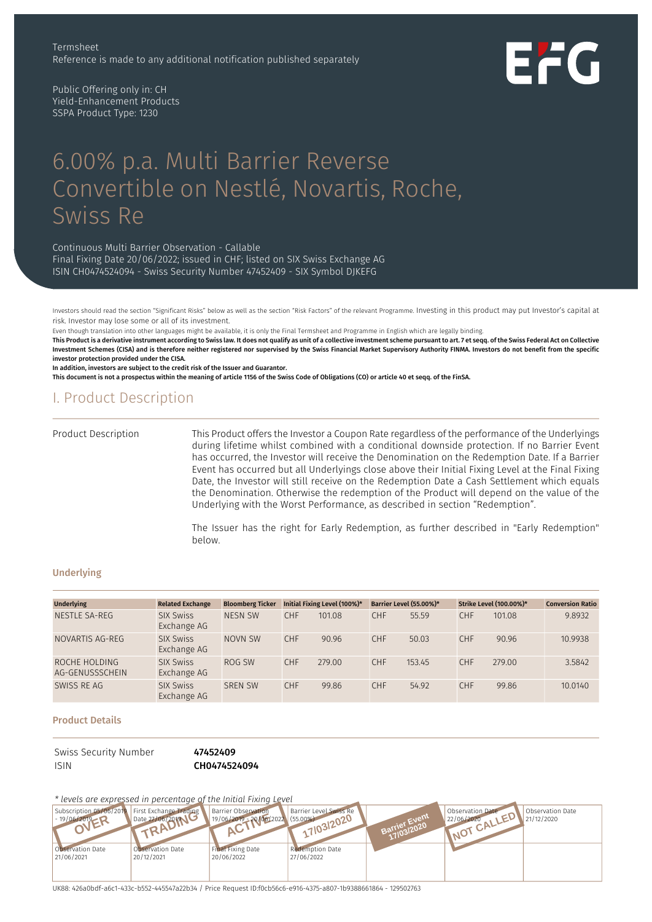Termsheet
Reference is made to any additional notification published separately

Public Offering only in: CH
Yield-Enhancement Products
SSPA Product Type: 1230

# 6.00% p.a. Multi Barrier Reverse Convertible on Nestlé, Novartis, Roche, Swiss Re

Continuous Multi Barrier Observation - Callable
Final Fixing Date 20/06/2022; issued in CHF; listed on SIX Swiss Exchange AG
ISIN CH0474524094 - Swiss Security Number 47452409 - SIX Symbol DJKEFG

Investors should read the section "Significant Risks" below as well as the section "Risk Factors" of the relevant Programme. Investing in this product may put Investor's capital at risk. Investor may lose some or all of its investment.

Even though translation into other languages might be available, it is only the Final Termsheet and Programme in English which are legally binding.

**This Product is a derivative instrument according to Swiss law. It does not qualify as unit of a collective investment scheme pursuant to art. 7 et seqq. of the Swiss Federal Act on Collective Investment Schemes (CISA) and is therefore neither registered nor supervised by the Swiss Financial Market Supervisory Authority FINMA. Investors do not benefit from the specific investor protection provided under the CISA.**

**In addition, investors are subject to the credit risk of the Issuer and Guarantor.**

**This document is not a prospectus within the meaning of article 1156 of the Swiss Code of Obligations (CO) or article 40 et seqq. of the FinSA.**

## I. Product Description

| | |
|---|---|
| Product Description | This Product offers the Investor a Coupon Rate regardless of the performance of the Underlyings during lifetime whilst combined with a conditional downside protection. If no Barrier Event has occurred, the Investor will receive the Denomination on the Redemption Date. If a Barrier Event has occurred but all Underlyings close above their Initial Fixing Level at the Final Fixing Date, the Investor will still receive on the Redemption Date a Cash Settlement which equals the Denomination. Otherwise the redemption of the Product will depend on the value of the Underlying with the Worst Performance, as described in section "Redemption".<br><br>The Issuer has the right for Early Redemption, as further described in "Early Redemption" below. |

### Underlying

| Underlying | Related Exchange | Bloomberg Ticker | Initial Fixing Level (100%)* | | Barrier Level (55.00%)* | | Strike Level (100.00%)* | | Conversion Ratio |
|---|---|---|---|---|---|---|---|---|---|
| NESTLE SA-REG | SIX Swiss Exchange AG | NESN SW | CHF | 101.08 | CHF | 55.59 | CHF | 101.08 | 9.8932 |
| NOVARTIS AG-REG | SIX Swiss Exchange AG | NOVN SW | CHF | 90.96 | CHF | 50.03 | CHF | 90.96 | 10.9938 |
| ROCHE HOLDING AG-GENUSSSCHEIN | SIX Swiss Exchange AG | ROG SW | CHF | 279.00 | CHF | 153.45 | CHF | 279.00 | 3.5842 |
| SWISS RE AG | SIX Swiss Exchange AG | SREN SW | CHF | 99.86 | CHF | 54.92 | CHF | 99.86 | 10.0140 |

### Product Details

| | |
|---|---|
| Swiss Security Number | **47452409** |
| ISIN | **CH0474524094** |

*\* levels are expressed in percentage of the Initial Fixing Level*

| | | | | | | |
|---|---|---|---|---|---|---|
| Subscription 05/06/2019 - 19/06/2019 OVER | First Exchange Trading Date 27/06/2019 TRADING | Barrier Observation 19/06/2019 - 20/06/2022 ACTIVE | Barrier Level Swiss Re (55.00%) 17/03/2020 | Barrier Event 17/03/2020 | Observation Date 22/06/2020 NOT CALLED | Observation Date 21/12/2020 |
| Observation Date 21/06/2021 | Observation Date 20/12/2021 | Final Fixing Date 20/06/2022 | Redemption Date 27/06/2022 | | | |

UK88: 426a0bdf-a6c1-433c-b552-445547a22b34 / Price Request ID:f0cb56c6-e916-4375-a807-1b9388661864 - 129502763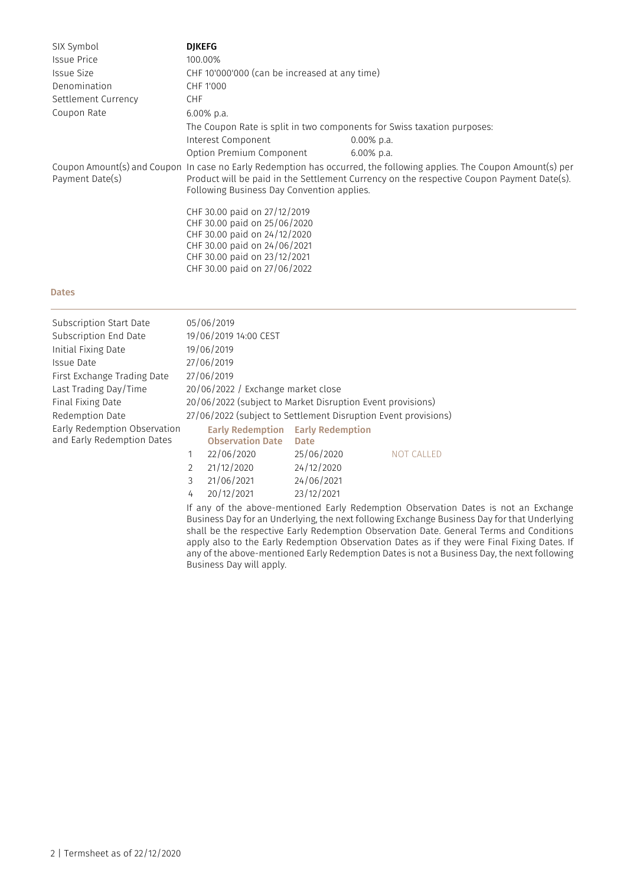| | |
|---|---|
| SIX Symbol | **DJKEFG** |
| Issue Price | 100.00% |
| Issue Size | CHF 10'000'000 (can be increased at any time) |
| Denomination | CHF 1'000 |
| Settlement Currency | CHF |
| Coupon Rate | 6.00% p.a.<br>The Coupon Rate is split in two components for Swiss taxation purposes:<br>Interest Component 0.00% p.a.<br>Option Premium Component 6.00% p.a. |
| Coupon Amount(s) and Coupon Payment Date(s) | In case no Early Redemption has occurred, the following applies. The Coupon Amount(s) per Product will be paid in the Settlement Currency on the respective Coupon Payment Date(s). Following Business Day Convention applies.<br><br>CHF 30.00 paid on 27/12/2019<br>CHF 30.00 paid on 25/06/2020<br>CHF 30.00 paid on 24/12/2020<br>CHF 30.00 paid on 24/06/2021<br>CHF 30.00 paid on 23/12/2021<br>CHF 30.00 paid on 27/06/2022 |

## Dates

| | |
|---|---|
| Subscription Start Date | 05/06/2019 |
| Subscription End Date | 19/06/2019 14:00 CEST |
| Initial Fixing Date | 19/06/2019 |
| Issue Date | 27/06/2019 |
| First Exchange Trading Date | 27/06/2019 |
| Last Trading Day/Time | 20/06/2022 / Exchange market close |
| Final Fixing Date | 20/06/2022 (subject to Market Disruption Event provisions) |
| Redemption Date | 27/06/2022 (subject to Settlement Disruption Event provisions) |

Early Redemption Observation and Early Redemption Dates

| | Early Redemption Observation Date | Early Redemption Date | |
|---|---|---|---|
| 1 | 22/06/2020 | 25/06/2020 | NOT CALLED |
| 2 | 21/12/2020 | 24/12/2020 | |
| 3 | 21/06/2021 | 24/06/2021 | |
| 4 | 20/12/2021 | 23/12/2021 | |

If any of the above-mentioned Early Redemption Observation Dates is not an Exchange Business Day for an Underlying, the next following Exchange Business Day for that Underlying shall be the respective Early Redemption Observation Date. General Terms and Conditions apply also to the Early Redemption Observation Dates as if they were Final Fixing Dates. If any of the above-mentioned Early Redemption Dates is not a Business Day, the next following Business Day will apply.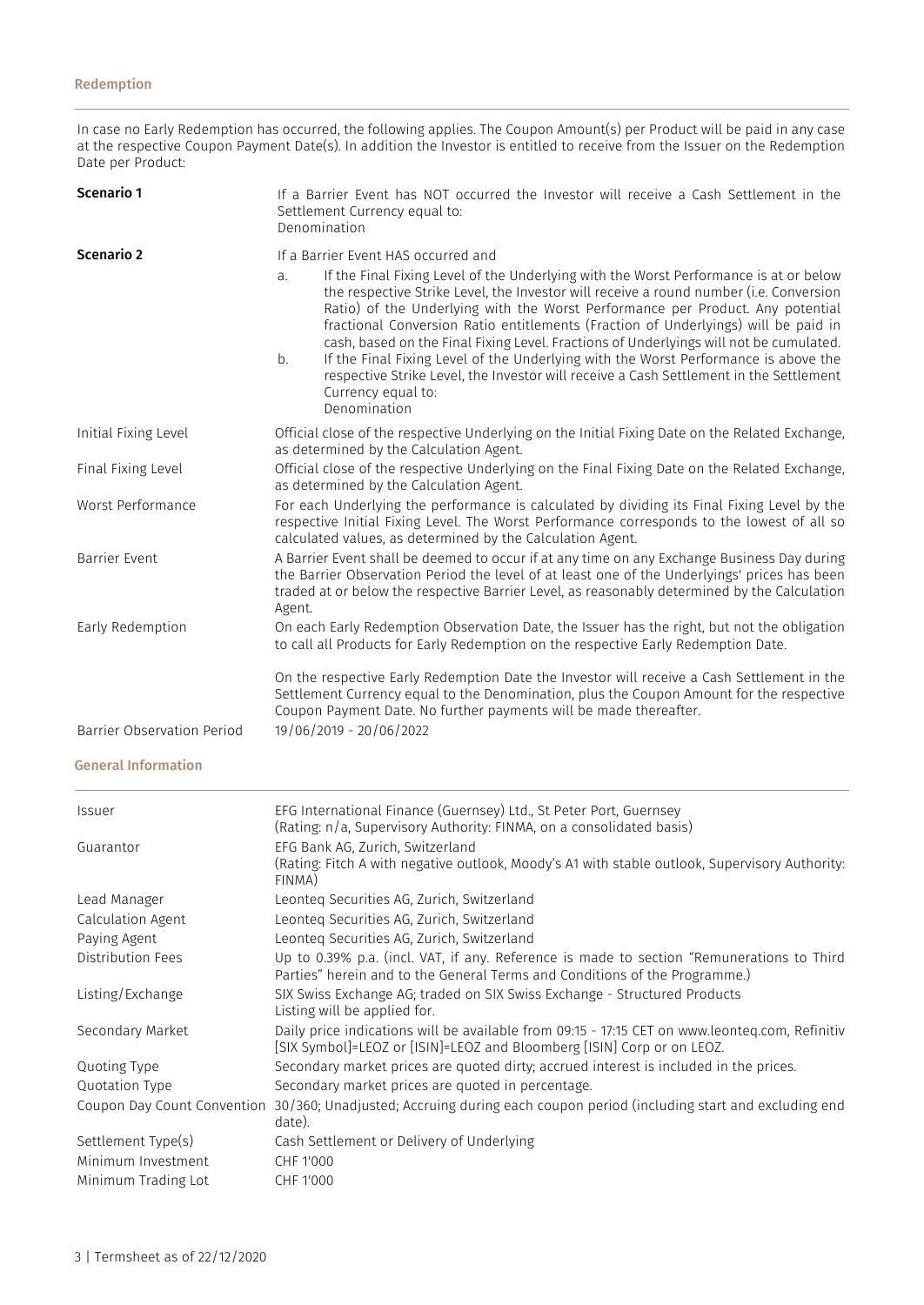## Redemption

In case no Early Redemption has occurred, the following applies. The Coupon Amount(s) per Product will be paid in any case at the respective Coupon Payment Date(s). In addition the Investor is entitled to receive from the Issuer on the Redemption Date per Product:

| | |
|---|---|
| **Scenario 1** | If a Barrier Event has NOT occurred the Investor will receive a Cash Settlement in the Settlement Currency equal to:<br>Denomination |
| **Scenario 2** | If a Barrier Event HAS occurred and<br>a. If the Final Fixing Level of the Underlying with the Worst Performance is at or below the respective Strike Level, the Investor will receive a round number (i.e. Conversion Ratio) of the Underlying with the Worst Performance per Product. Any potential fractional Conversion Ratio entitlements (Fraction of Underlyings) will be paid in cash, based on the Final Fixing Level. Fractions of Underlyings will not be cumulated.<br>b. If the Final Fixing Level of the Underlying with the Worst Performance is above the respective Strike Level, the Investor will receive a Cash Settlement in the Settlement Currency equal to:<br>Denomination |
| Initial Fixing Level | Official close of the respective Underlying on the Initial Fixing Date on the Related Exchange, as determined by the Calculation Agent. |
| Final Fixing Level | Official close of the respective Underlying on the Final Fixing Date on the Related Exchange, as determined by the Calculation Agent. |
| Worst Performance | For each Underlying the performance is calculated by dividing its Final Fixing Level by the respective Initial Fixing Level. The Worst Performance corresponds to the lowest of all so calculated values, as determined by the Calculation Agent. |
| Barrier Event | A Barrier Event shall be deemed to occur if at any time on any Exchange Business Day during the Barrier Observation Period the level of at least one of the Underlyings' prices has been traded at or below the respective Barrier Level, as reasonably determined by the Calculation Agent. |
| Early Redemption | On each Early Redemption Observation Date, the Issuer has the right, but not the obligation to call all Products for Early Redemption on the respective Early Redemption Date.<br><br>On the respective Early Redemption Date the Investor will receive a Cash Settlement in the Settlement Currency equal to the Denomination, plus the Coupon Amount for the respective Coupon Payment Date. No further payments will be made thereafter. |
| Barrier Observation Period | 19/06/2019 - 20/06/2022 |

## General Information

| | |
|---|---|
| Issuer | EFG International Finance (Guernsey) Ltd., St Peter Port, Guernsey<br>(Rating: n/a, Supervisory Authority: FINMA, on a consolidated basis) |
| Guarantor | EFG Bank AG, Zurich, Switzerland<br>(Rating: Fitch A with negative outlook, Moody's A1 with stable outlook, Supervisory Authority: FINMA) |
| Lead Manager | Leonteq Securities AG, Zurich, Switzerland |
| Calculation Agent | Leonteq Securities AG, Zurich, Switzerland |
| Paying Agent | Leonteq Securities AG, Zurich, Switzerland |
| Distribution Fees | Up to 0.39% p.a. (incl. VAT, if any. Reference is made to section "Remunerations to Third Parties" herein and to the General Terms and Conditions of the Programme.) |
| Listing/Exchange | SIX Swiss Exchange AG; traded on SIX Swiss Exchange - Structured Products<br>Listing will be applied for. |
| Secondary Market | Daily price indications will be available from 09:15 - 17:15 CET on www.leonteq.com, Refinitiv [SIX Symbol]=LEOZ or [ISIN]=LEOZ and Bloomberg [ISIN] Corp or on LEOZ. |
| Quoting Type | Secondary market prices are quoted dirty; accrued interest is included in the prices. |
| Quotation Type | Secondary market prices are quoted in percentage. |
| Coupon Day Count Convention | 30/360; Unadjusted; Accruing during each coupon period (including start and excluding end date). |
| Settlement Type(s) | Cash Settlement or Delivery of Underlying |
| Minimum Investment | CHF 1'000 |
| Minimum Trading Lot | CHF 1'000 |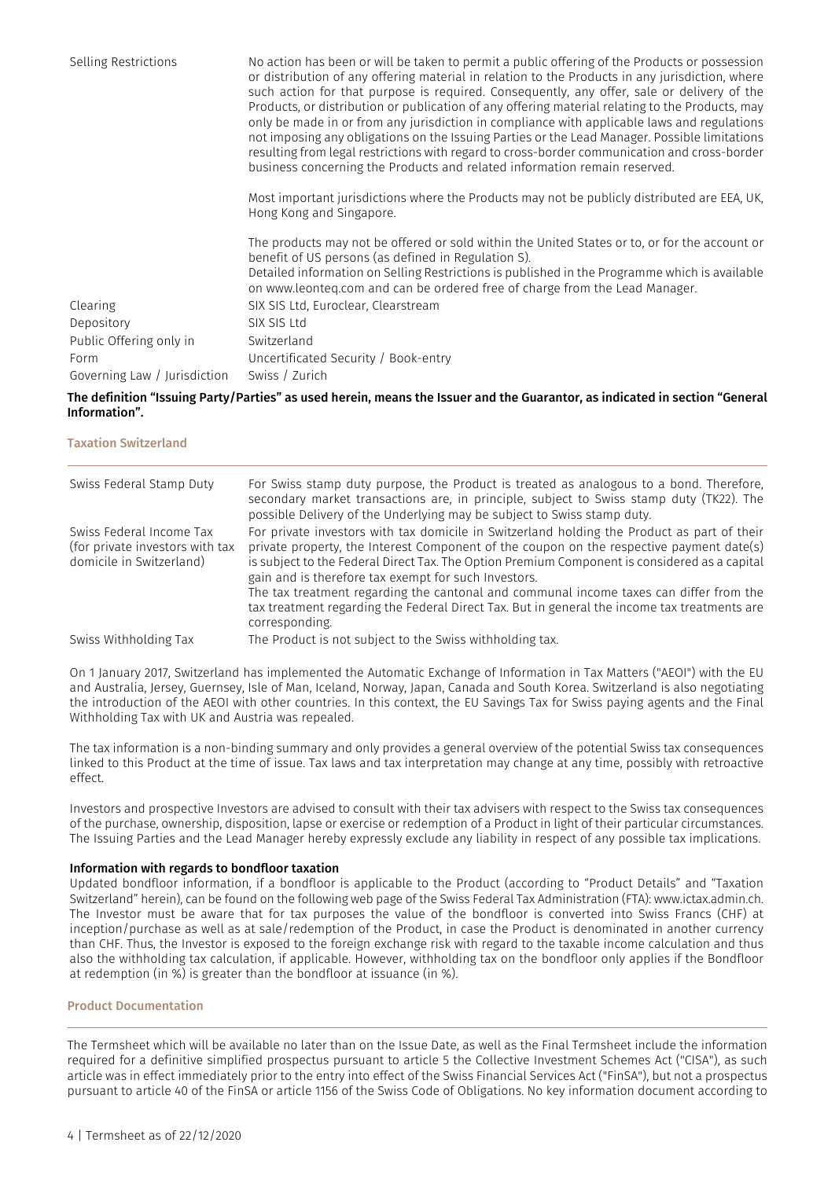| | |
|---|---|
| Selling Restrictions | No action has been or will be taken to permit a public offering of the Products or possession or distribution of any offering material in relation to the Products in any jurisdiction, where such action for that purpose is required. Consequently, any offer, sale or delivery of the Products, or distribution or publication of any offering material relating to the Products, may only be made in or from any jurisdiction in compliance with applicable laws and regulations not imposing any obligations on the Issuing Parties or the Lead Manager. Possible limitations resulting from legal restrictions with regard to cross-border communication and cross-border business concerning the Products and related information remain reserved.<br><br>Most important jurisdictions where the Products may not be publicly distributed are EEA, UK, Hong Kong and Singapore.<br><br>The products may not be offered or sold within the United States or to, or for the account or benefit of US persons (as defined in Regulation S).<br>Detailed information on Selling Restrictions is published in the Programme which is available on www.leonteq.com and can be ordered free of charge from the Lead Manager. |
| Clearing | SIX SIS Ltd, Euroclear, Clearstream |
| Depository | SIX SIS Ltd |
| Public Offering only in | Switzerland |
| Form | Uncertificated Security / Book-entry |
| Governing Law / Jurisdiction | Swiss / Zurich |

**The definition "Issuing Party/Parties" as used herein, means the Issuer and the Guarantor, as indicated in section "General Information".**

## Taxation Switzerland

| | |
|---|---|
| Swiss Federal Stamp Duty | For Swiss stamp duty purpose, the Product is treated as analogous to a bond. Therefore, secondary market transactions are, in principle, subject to Swiss stamp duty (TK22). The possible Delivery of the Underlying may be subject to Swiss stamp duty. |
| Swiss Federal Income Tax (for private investors with tax domicile in Switzerland) | For private investors with tax domicile in Switzerland holding the Product as part of their private property, the Interest Component of the coupon on the respective payment date(s) is subject to the Federal Direct Tax. The Option Premium Component is considered as a capital gain and is therefore tax exempt for such Investors.<br>The tax treatment regarding the cantonal and communal income taxes can differ from the tax treatment regarding the Federal Direct Tax. But in general the income tax treatments are corresponding. |
| Swiss Withholding Tax | The Product is not subject to the Swiss withholding tax. |

On 1 January 2017, Switzerland has implemented the Automatic Exchange of Information in Tax Matters ("AEOI") with the EU and Australia, Jersey, Guernsey, Isle of Man, Iceland, Norway, Japan, Canada and South Korea. Switzerland is also negotiating the introduction of the AEOI with other countries. In this context, the EU Savings Tax for Swiss paying agents and the Final Withholding Tax with UK and Austria was repealed.

The tax information is a non-binding summary and only provides a general overview of the potential Swiss tax consequences linked to this Product at the time of issue. Tax laws and tax interpretation may change at any time, possibly with retroactive effect.

Investors and prospective Investors are advised to consult with their tax advisers with respect to the Swiss tax consequences of the purchase, ownership, disposition, lapse or exercise or redemption of a Product in light of their particular circumstances. The Issuing Parties and the Lead Manager hereby expressly exclude any liability in respect of any possible tax implications.

**Information with regards to bondfloor taxation**

Updated bondfloor information, if a bondfloor is applicable to the Product (according to "Product Details" and "Taxation Switzerland" herein), can be found on the following web page of the Swiss Federal Tax Administration (FTA): www.ictax.admin.ch. The Investor must be aware that for tax purposes the value of the bondfloor is converted into Swiss Francs (CHF) at inception/purchase as well as at sale/redemption of the Product, in case the Product is denominated in another currency than CHF. Thus, the Investor is exposed to the foreign exchange risk with regard to the taxable income calculation and thus also the withholding tax calculation, if applicable. However, withholding tax on the bondfloor only applies if the Bondfloor at redemption (in %) is greater than the bondfloor at issuance (in %).

## Product Documentation

The Termsheet which will be available no later than on the Issue Date, as well as the Final Termsheet include the information required for a definitive simplified prospectus pursuant to article 5 the Collective Investment Schemes Act ("CISA"), as such article was in effect immediately prior to the entry into effect of the Swiss Financial Services Act ("FinSA"), but not a prospectus pursuant to article 40 of the FinSA or article 1156 of the Swiss Code of Obligations. No key information document according to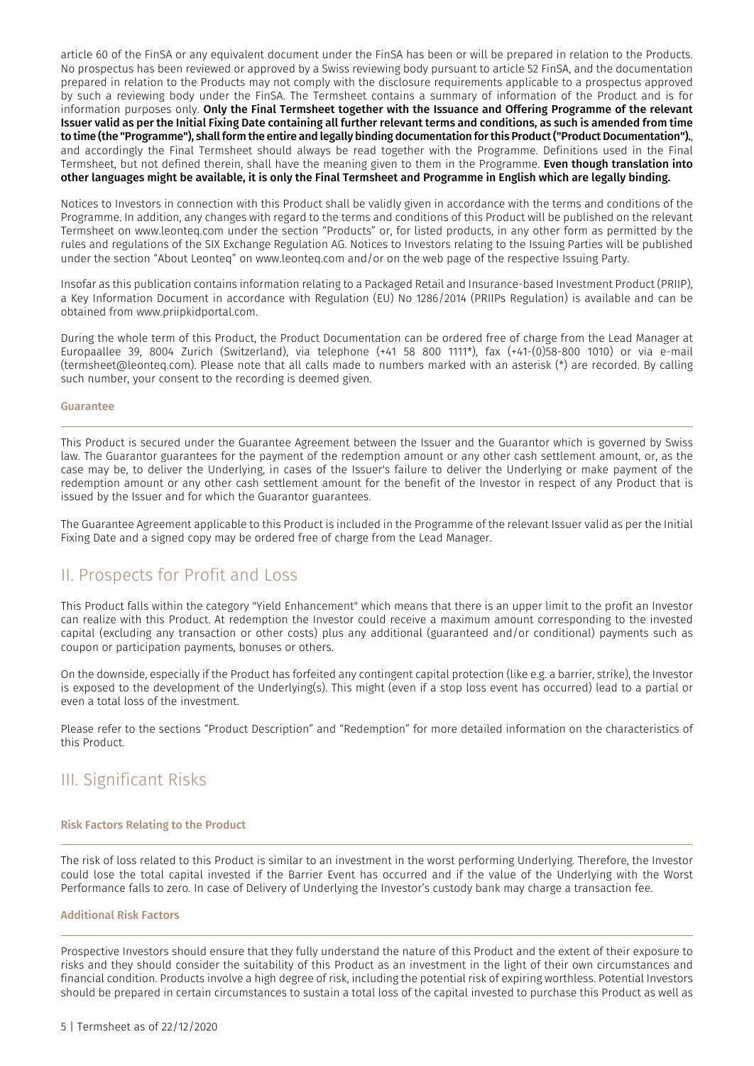article 60 of the FinSA or any equivalent document under the FinSA has been or will be prepared in relation to the Products. No prospectus has been reviewed or approved by a Swiss reviewing body pursuant to article 52 FinSA, and the documentation prepared in relation to the Products may not comply with the disclosure requirements applicable to a prospectus approved by such a reviewing body under the FinSA. The Termsheet contains a summary of information of the Product and is for information purposes only. **Only the Final Termsheet together with the Issuance and Offering Programme of the relevant Issuer valid as per the Initial Fixing Date containing all further relevant terms and conditions, as such is amended from time to time (the "Programme"), shall form the entire and legally binding documentation for this Product ("Product Documentation").**, and accordingly the Final Termsheet should always be read together with the Programme. Definitions used in the Final Termsheet, but not defined therein, shall have the meaning given to them in the Programme. **Even though translation into other languages might be available, it is only the Final Termsheet and Programme in English which are legally binding.**

Notices to Investors in connection with this Product shall be validly given in accordance with the terms and conditions of the Programme. In addition, any changes with regard to the terms and conditions of this Product will be published on the relevant Termsheet on www.leonteq.com under the section "Products" or, for listed products, in any other form as permitted by the rules and regulations of the SIX Exchange Regulation AG. Notices to Investors relating to the Issuing Parties will be published under the section "About Leonteq" on www.leonteq.com and/or on the web page of the respective Issuing Party.

Insofar as this publication contains information relating to a Packaged Retail and Insurance-based Investment Product (PRIIP), a Key Information Document in accordance with Regulation (EU) No 1286/2014 (PRIIPs Regulation) is available and can be obtained from www.priipkidportal.com.

During the whole term of this Product, the Product Documentation can be ordered free of charge from the Lead Manager at Europaallee 39, 8004 Zurich (Switzerland), via telephone (+41 58 800 1111*), fax (+41-(0)58-800 1010) or via e-mail (termsheet@leonteq.com). Please note that all calls made to numbers marked with an asterisk (*) are recorded. By calling such number, your consent to the recording is deemed given.

### Guarantee

This Product is secured under the Guarantee Agreement between the Issuer and the Guarantor which is governed by Swiss law. The Guarantor guarantees for the payment of the redemption amount or any other cash settlement amount, or, as the case may be, to deliver the Underlying, in cases of the Issuer's failure to deliver the Underlying or make payment of the redemption amount or any other cash settlement amount for the benefit of the Investor in respect of any Product that is issued by the Issuer and for which the Guarantor guarantees.

The Guarantee Agreement applicable to this Product is included in the Programme of the relevant Issuer valid as per the Initial Fixing Date and a signed copy may be ordered free of charge from the Lead Manager.

## II. Prospects for Profit and Loss

This Product falls within the category "Yield Enhancement" which means that there is an upper limit to the profit an Investor can realize with this Product. At redemption the Investor could receive a maximum amount corresponding to the invested capital (excluding any transaction or other costs) plus any additional (guaranteed and/or conditional) payments such as coupon or participation payments, bonuses or others.

On the downside, especially if the Product has forfeited any contingent capital protection (like e.g. a barrier, strike), the Investor is exposed to the development of the Underlying(s). This might (even if a stop loss event has occurred) lead to a partial or even a total loss of the investment.

Please refer to the sections "Product Description" and "Redemption" for more detailed information on the characteristics of this Product.

## III. Significant Risks

### Risk Factors Relating to the Product

The risk of loss related to this Product is similar to an investment in the worst performing Underlying. Therefore, the Investor could lose the total capital invested if the Barrier Event has occurred and if the value of the Underlying with the Worst Performance falls to zero. In case of Delivery of Underlying the Investor's custody bank may charge a transaction fee.

### Additional Risk Factors

Prospective Investors should ensure that they fully understand the nature of this Product and the extent of their exposure to risks and they should consider the suitability of this Product as an investment in the light of their own circumstances and financial condition. Products involve a high degree of risk, including the potential risk of expiring worthless. Potential Investors should be prepared in certain circumstances to sustain a total loss of the capital invested to purchase this Product as well as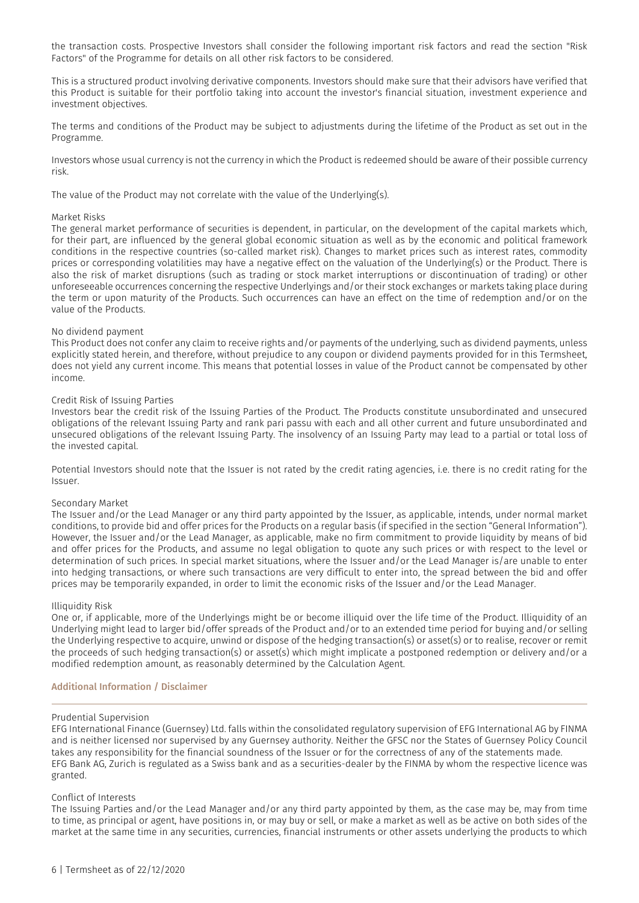the transaction costs. Prospective Investors shall consider the following important risk factors and read the section "Risk Factors" of the Programme for details on all other risk factors to be considered.

This is a structured product involving derivative components. Investors should make sure that their advisors have verified that this Product is suitable for their portfolio taking into account the investor's financial situation, investment experience and investment objectives.

The terms and conditions of the Product may be subject to adjustments during the lifetime of the Product as set out in the Programme.

Investors whose usual currency is not the currency in which the Product is redeemed should be aware of their possible currency risk.

The value of the Product may not correlate with the value of the Underlying(s).

Market Risks
The general market performance of securities is dependent, in particular, on the development of the capital markets which, for their part, are influenced by the general global economic situation as well as by the economic and political framework conditions in the respective countries (so-called market risk). Changes to market prices such as interest rates, commodity prices or corresponding volatilities may have a negative effect on the valuation of the Underlying(s) or the Product. There is also the risk of market disruptions (such as trading or stock market interruptions or discontinuation of trading) or other unforeseeable occurrences concerning the respective Underlyings and/or their stock exchanges or markets taking place during the term or upon maturity of the Products. Such occurrences can have an effect on the time of redemption and/or on the value of the Products.

No dividend payment
This Product does not confer any claim to receive rights and/or payments of the underlying, such as dividend payments, unless explicitly stated herein, and therefore, without prejudice to any coupon or dividend payments provided for in this Termsheet, does not yield any current income. This means that potential losses in value of the Product cannot be compensated by other income.

Credit Risk of Issuing Parties
Investors bear the credit risk of the Issuing Parties of the Product. The Products constitute unsubordinated and unsecured obligations of the relevant Issuing Party and rank pari passu with each and all other current and future unsubordinated and unsecured obligations of the relevant Issuing Party. The insolvency of an Issuing Party may lead to a partial or total loss of the invested capital.

Potential Investors should note that the Issuer is not rated by the credit rating agencies, i.e. there is no credit rating for the Issuer.

Secondary Market
The Issuer and/or the Lead Manager or any third party appointed by the Issuer, as applicable, intends, under normal market conditions, to provide bid and offer prices for the Products on a regular basis (if specified in the section "General Information"). However, the Issuer and/or the Lead Manager, as applicable, make no firm commitment to provide liquidity by means of bid and offer prices for the Products, and assume no legal obligation to quote any such prices or with respect to the level or determination of such prices. In special market situations, where the Issuer and/or the Lead Manager is/are unable to enter into hedging transactions, or where such transactions are very difficult to enter into, the spread between the bid and offer prices may be temporarily expanded, in order to limit the economic risks of the Issuer and/or the Lead Manager.

Illiquidity Risk
One or, if applicable, more of the Underlyings might be or become illiquid over the life time of the Product. Illiquidity of an Underlying might lead to larger bid/offer spreads of the Product and/or to an extended time period for buying and/or selling the Underlying respective to acquire, unwind or dispose of the hedging transaction(s) or asset(s) or to realise, recover or remit the proceeds of such hedging transaction(s) or asset(s) which might implicate a postponed redemption or delivery and/or a modified redemption amount, as reasonably determined by the Calculation Agent.

## Additional Information / Disclaimer

Prudential Supervision
EFG International Finance (Guernsey) Ltd. falls within the consolidated regulatory supervision of EFG International AG by FINMA and is neither licensed nor supervised by any Guernsey authority. Neither the GFSC nor the States of Guernsey Policy Council takes any responsibility for the financial soundness of the Issuer or for the correctness of any of the statements made.
EFG Bank AG, Zurich is regulated as a Swiss bank and as a securities-dealer by the FINMA by whom the respective licence was granted.

Conflict of Interests
The Issuing Parties and/or the Lead Manager and/or any third party appointed by them, as the case may be, may from time to time, as principal or agent, have positions in, or may buy or sell, or make a market as well as be active on both sides of the market at the same time in any securities, currencies, financial instruments or other assets underlying the products to which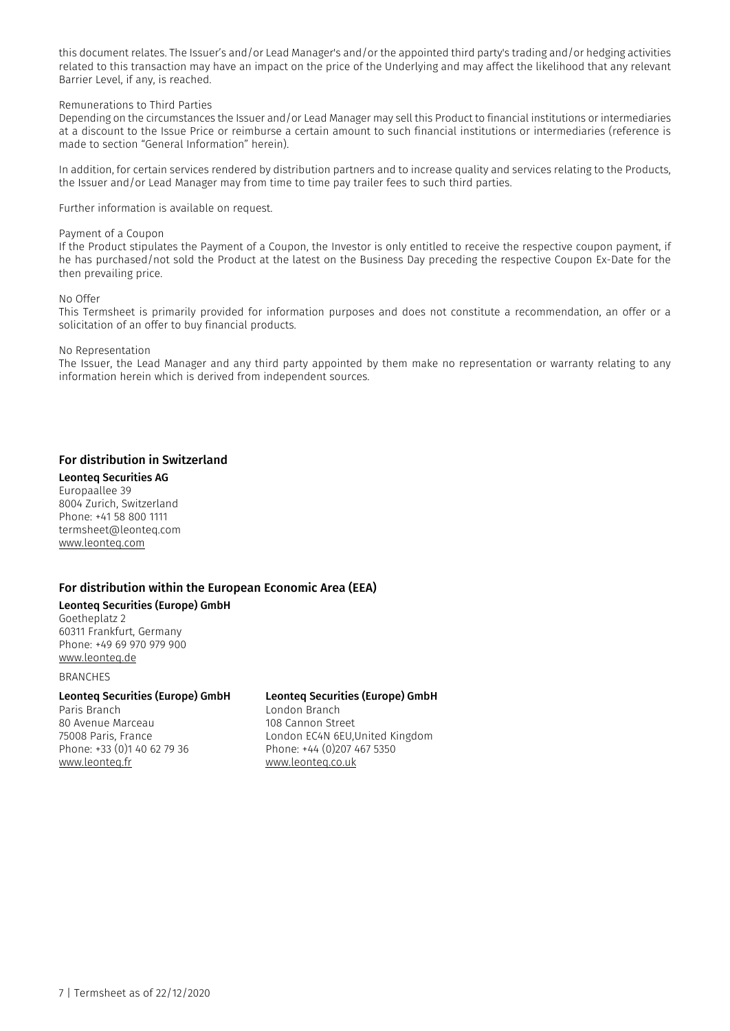this document relates. The Issuer's and/or Lead Manager's and/or the appointed third party's trading and/or hedging activities related to this transaction may have an impact on the price of the Underlying and may affect the likelihood that any relevant Barrier Level, if any, is reached.

Remunerations to Third Parties
Depending on the circumstances the Issuer and/or Lead Manager may sell this Product to financial institutions or intermediaries at a discount to the Issue Price or reimburse a certain amount to such financial institutions or intermediaries (reference is made to section "General Information" herein).

In addition, for certain services rendered by distribution partners and to increase quality and services relating to the Products, the Issuer and/or Lead Manager may from time to time pay trailer fees to such third parties.

Further information is available on request.

Payment of a Coupon
If the Product stipulates the Payment of a Coupon, the Investor is only entitled to receive the respective coupon payment, if he has purchased/not sold the Product at the latest on the Business Day preceding the respective Coupon Ex-Date for the then prevailing price.

No Offer
This Termsheet is primarily provided for information purposes and does not constitute a recommendation, an offer or a solicitation of an offer to buy financial products.

No Representation
The Issuer, the Lead Manager and any third party appointed by them make no representation or warranty relating to any information herein which is derived from independent sources.

## For distribution in Switzerland

**Leonteq Securities AG**
Europaallee 39
8004 Zurich, Switzerland
Phone: +41 58 800 1111
termsheet@leonteq.com
www.leonteq.com

## For distribution within the European Economic Area (EEA)

**Leonteq Securities (Europe) GmbH**
Goetheplatz 2
60311 Frankfurt, Germany
Phone: +49 69 970 979 900
www.leonteq.de

BRANCHES

**Leonteq Securities (Europe) GmbH**
Paris Branch
80 Avenue Marceau
75008 Paris, France
Phone: +33 (0)1 40 62 79 36
www.leonteq.fr

**Leonteq Securities (Europe) GmbH**
London Branch
108 Cannon Street
London EC4N 6EU,United Kingdom
Phone: +44 (0)207 467 5350
www.leonteq.co.uk